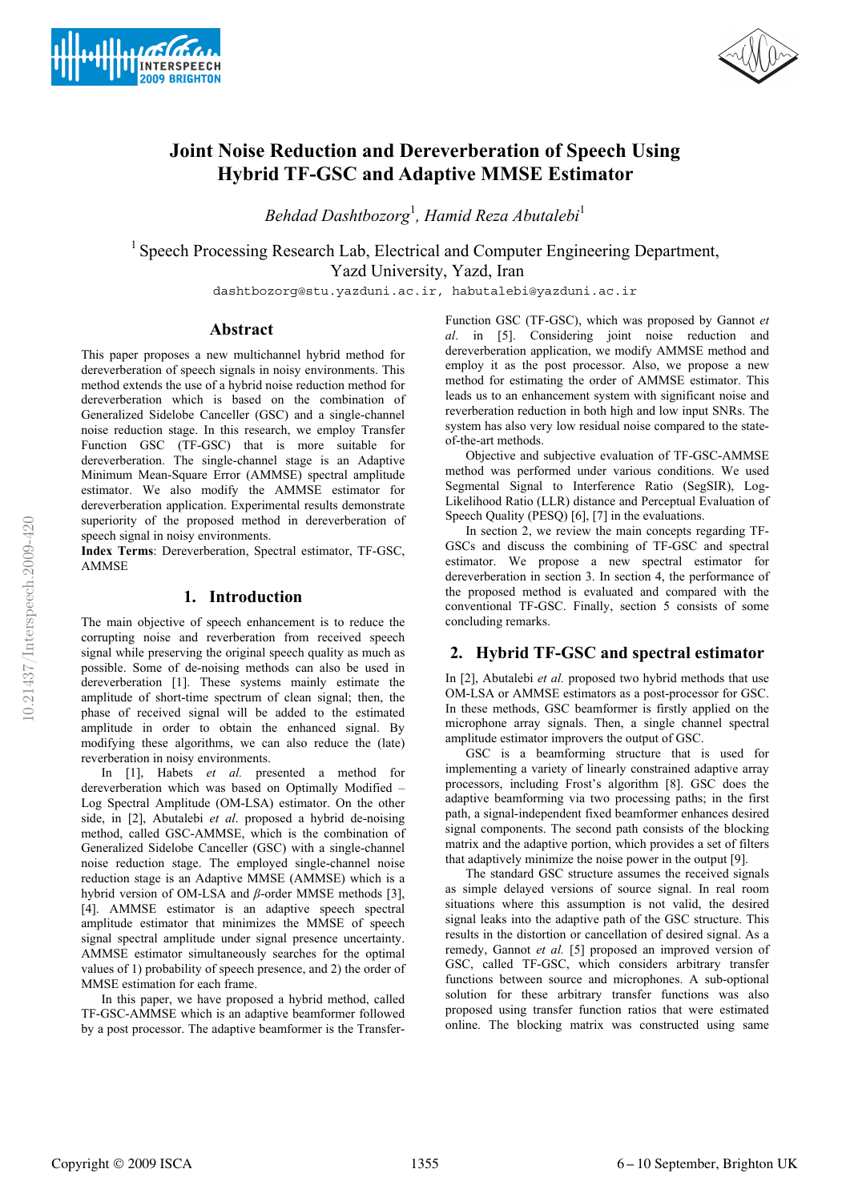# Joint Noise Reduction and Dereverberation of Speech Using Hybrid TF-GSC and Adaptive MMSE Estimator

*Behdad Dashtbozorg*[1], *Hamid Reza Abutalebi*[1]

[1] Speech Processing Research Lab, Electrical and Computer Engineering Department, Yazd University, Yazd, Iran

dashtbozorg@stu.yazduni.ac.ir, habutalebi@yazduni.ac.ir

## Abstract

This paper proposes a new multichannel hybrid method for dereverberation of speech signals in noisy environments. This method extends the use of a hybrid noise reduction method for dereverberation which is based on the combination of Generalized Sidelobe Canceller (GSC) and a single-channel noise reduction stage. In this research, we employ Transfer Function GSC (TF-GSC) that is more suitable for dereverberation. The single-channel stage is an Adaptive Minimum Mean-Square Error (AMMSE) spectral amplitude estimator. We also modify the AMMSE estimator for dereverberation application. Experimental results demonstrate superiority of the proposed method in dereverberation of speech signal in noisy environments.

**Index Terms**: Dereverberation, Spectral estimator, TF-GSC, AMMSE

## 1. Introduction

The main objective of speech enhancement is to reduce the corrupting noise and reverberation from received speech signal while preserving the original speech quality as much as possible. Some of de-noising methods can also be used in dereverberation [1]. These systems mainly estimate the amplitude of short-time spectrum of clean signal; then, the phase of received signal will be added to the estimated amplitude in order to obtain the enhanced signal. By modifying these algorithms, we can also reduce the (late) reverberation in noisy environments.

In [1], Habets *et al.* presented a method for dereverberation which was based on Optimally Modified – Log Spectral Amplitude (OM-LSA) estimator. On the other side, in [2], Abutalebi *et al*. proposed a hybrid de-noising method, called GSC-AMMSE, which is the combination of Generalized Sidelobe Canceller (GSC) with a single-channel noise reduction stage. The employed single-channel noise reduction stage is an Adaptive MMSE (AMMSE) which is a hybrid version of OM-LSA and $\beta$-order MMSE methods [3], [4]. AMMSE estimator is an adaptive speech spectral amplitude estimator that minimizes the MMSE of speech signal spectral amplitude under signal presence uncertainty. AMMSE estimator simultaneously searches for the optimal values of 1) probability of speech presence, and 2) the order of MMSE estimation for each frame.

In this paper, we have proposed a hybrid method, called TF-GSC-AMMSE which is an adaptive beamformer followed by a post processor. The adaptive beamformer is the Transfer-Function GSC (TF-GSC), which was proposed by Gannot *et al*. in [5]. Considering joint noise reduction and dereverberation application, we modify AMMSE method and employ it as the post processor. Also, we propose a new method for estimating the order of AMMSE estimator. This leads us to an enhancement system with significant noise and reverberation reduction in both high and low input SNRs. The system has also very low residual noise compared to the state-of-the-art methods.

Objective and subjective evaluation of TF-GSC-AMMSE method was performed under various conditions. We used Segmental Signal to Interference Ratio (SegSIR), Log-Likelihood Ratio (LLR) distance and Perceptual Evaluation of Speech Quality (PESQ) [6], [7] in the evaluations.

In section 2, we review the main concepts regarding TF-GSCs and discuss the combining of TF-GSC and spectral estimator. We propose a new spectral estimator for dereverberation in section 3. In section 4, the performance of the proposed method is evaluated and compared with the conventional TF-GSC. Finally, section 5 consists of some concluding remarks.

## 2. Hybrid TF-GSC and spectral estimator

In [2], Abutalebi *et al.* proposed two hybrid methods that use OM-LSA or AMMSE estimators as a post-processor for GSC. In these methods, GSC beamformer is firstly applied on the microphone array signals. Then, a single channel spectral amplitude estimator improvers the output of GSC.

GSC is a beamforming structure that is used for implementing a variety of linearly constrained adaptive array processors, including Frost's algorithm [8]. GSC does the adaptive beamforming via two processing paths; in the first path, a signal-independent fixed beamformer enhances desired signal components. The second path consists of the blocking matrix and the adaptive portion, which provides a set of filters that adaptively minimize the noise power in the output [9].

The standard GSC structure assumes the received signals as simple delayed versions of source signal. In real room situations where this assumption is not valid, the desired signal leaks into the adaptive path of the GSC structure. This results in the distortion or cancellation of desired signal. As a remedy, Gannot *et al.* [5] proposed an improved version of GSC, called TF-GSC, which considers arbitrary transfer functions between source and microphones. A sub-optional solution for these arbitrary transfer functions was also proposed using transfer function ratios that were estimated online. The blocking matrix was constructed using same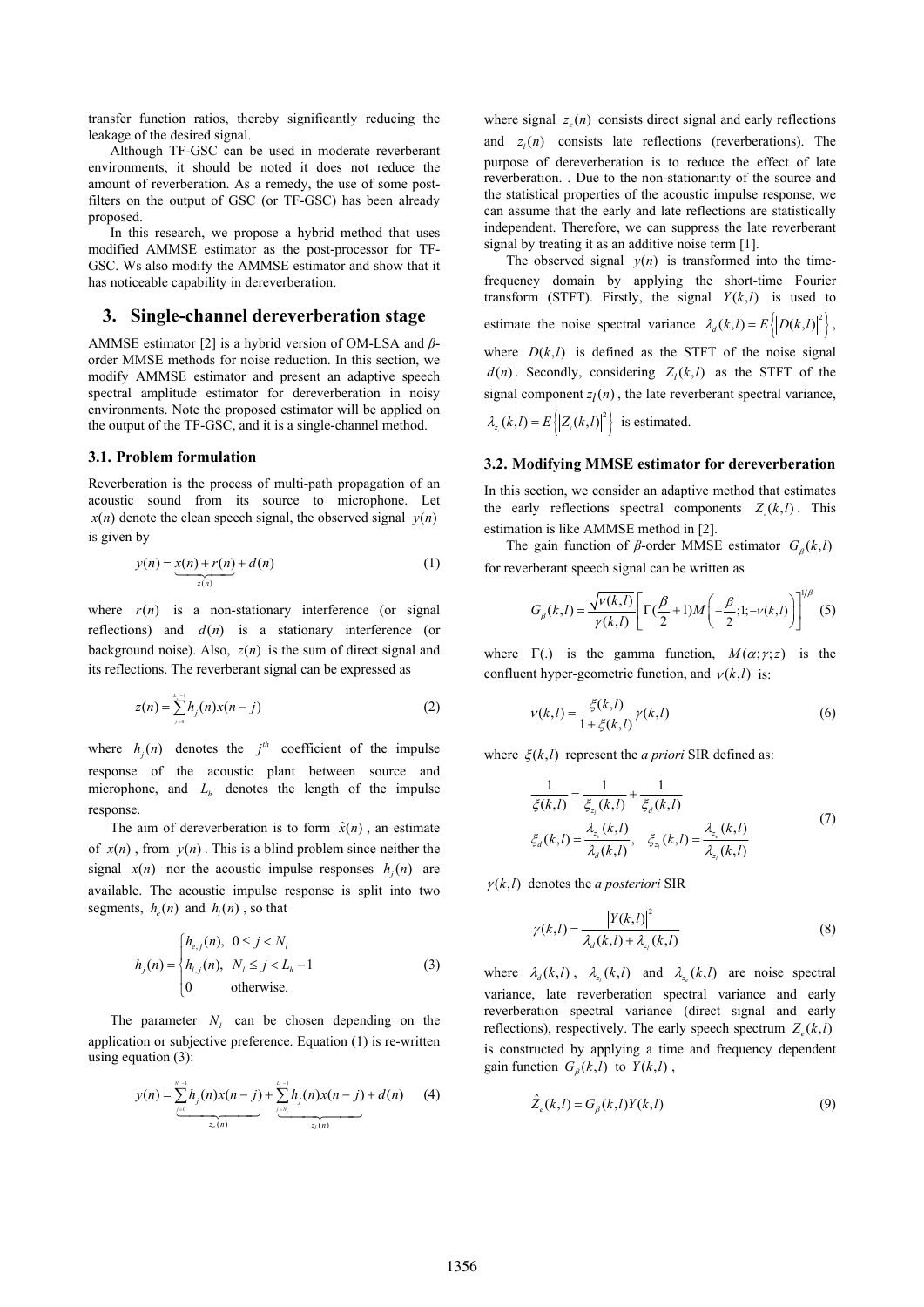transfer function ratios, thereby significantly reducing the leakage of the desired signal.

Although TF-GSC can be used in moderate reverberant environments, it should be noted it does not reduce the amount of reverberation. As a remedy, the use of some post-filters on the output of GSC (or TF-GSC) has been already proposed.

In this research, we propose a hybrid method that uses modified AMMSE estimator as the post-processor for TF-GSC. Ws also modify the AMMSE estimator and show that it has noticeable capability in dereverberation.

## 3. Single-channel dereverberation stage

AMMSE estimator [2] is a hybrid version of OM-LSA and *β*-order MMSE methods for noise reduction. In this section, we modify AMMSE estimator and present an adaptive speech spectral amplitude estimator for dereverberation in noisy environments. Note the proposed estimator will be applied on the output of the TF-GSC, and it is a single-channel method.

### 3.1. Problem formulation

Reverberation is the process of multi-path propagation of an acoustic sound from its source to microphone. Let $x(n)$ denote the clean speech signal, the observed signal $y(n)$ is given by

$$y(n) = \underbrace{x(n) + r(n)}_{z(n)} + d(n) \tag{1}$$

where $r(n)$ is a non-stationary interference (or signal reflections) and $d(n)$ is a stationary interference (or background noise). Also, $z(n)$ is the sum of direct signal and its reflections. The reverberant signal can be expressed as

$$z(n) = \sum_{j=0}^{L_h-1} h_j(n)x(n-j) \tag{2}$$

where $h_j(n)$ denotes the $j^{th}$ coefficient of the impulse response of the acoustic plant between source and microphone, and $L_h$ denotes the length of the impulse response.

The aim of dereverberation is to form $\hat{x}(n)$, an estimate of $x(n)$, from $y(n)$. This is a blind problem since neither the signal $x(n)$ nor the acoustic impulse responses $h_j(n)$ are available. The acoustic impulse response is split into two segments, $h_e(n)$ and $h_l(n)$, so that

$$h_j(n) = \begin{cases} h_{e,j}(n), & 0 \le j < N_l \\ h_{l,j}(n), & N_l \le j < L_h - 1 \\ 0 & \text{otherwise.} \end{cases} \tag{3}$$

The parameter $N_l$ can be chosen depending on the application or subjective preference. Equation (1) is re-written using equation (3):

$$y(n) = \underbrace{\sum_{j=0}^{N_l-1} h_j(n)x(n-j)}_{z_e(n)} + \underbrace{\sum_{j=N_l}^{L_h-1} h_j(n)x(n-j)}_{z_l(n)} + d(n) \tag{4}$$

where signal $z_e(n)$ consists direct signal and early reflections and $z_l(n)$ consists late reflections (reverberations). The purpose of dereverberation is to reduce the effect of late reverberation. . Due to the non-stationarity of the source and the statistical properties of the acoustic impulse response, we can assume that the early and late reflections are statistically independent. Therefore, we can suppress the late reverberant signal by treating it as an additive noise term [1].

The observed signal $y(n)$ is transformed into the time-frequency domain by applying the short-time Fourier transform (STFT). Firstly, the signal $Y(k,l)$ is used to estimate the noise spectral variance $\lambda_d(k,l) = E\left\{\left|D(k,l)\right|^2\right\}$, where $D(k,l)$ is defined as the STFT of the noise signal $d(n)$. Secondly, considering $Z_l(k,l)$ as the STFT of the signal component $z_l(n)$, the late reverberant spectral variance, $\lambda_{z_l}(k,l) = E\left\{\left|Z_l(k,l)\right|^2\right\}$ is estimated.

### 3.2. Modifying MMSE estimator for dereverberation

In this section, we consider an adaptive method that estimates the early reflections spectral components $Z_e(k,l)$. This estimation is like AMMSE method in [2].

The gain function of *β*-order MMSE estimator $G_\beta(k,l)$ for reverberant speech signal can be written as

$$G_\beta(k,l) = \frac{\sqrt{\nu(k,l)}}{\gamma(k,l)}\left[\Gamma\left(\frac{\beta}{2}+1\right)M\left(-\frac{\beta}{2};1;-\nu(k,l)\right)\right]^{1/\beta} \tag{5}$$

where $\Gamma(.)$ is the gamma function, $M(\alpha;\gamma;z)$ is the confluent hyper-geometric function, and $\nu(k,l)$ is:

$$\nu(k,l) = \frac{\xi(k,l)}{1+\xi(k,l)}\gamma(k,l) \tag{6}$$

where $\xi(k,l)$ represent the *a priori* SIR defined as:

$$\begin{aligned} \frac{1}{\xi(k,l)} &= \frac{1}{\xi_{z_l}(k,l)} + \frac{1}{\xi_d(k,l)} \\ \xi_d(k,l) &= \frac{\lambda_{z_e}(k,l)}{\lambda_d(k,l)}, \quad \xi_{z_l}(k,l) = \frac{\lambda_{z_e}(k,l)}{\lambda_{z_l}(k,l)} \end{aligned} \tag{7}$$

$\gamma(k,l)$ denotes the *a posteriori* SIR

$$\gamma(k,l) = \frac{\left|Y(k,l)\right|^2}{\lambda_d(k,l) + \lambda_{z_l}(k,l)} \tag{8}$$

where $\lambda_d(k,l)$, $\lambda_{z_l}(k,l)$ and $\lambda_{z_e}(k,l)$ are noise spectral variance, late reverberation spectral variance and early reverberation spectral variance (direct signal and early reflections), respectively. The early speech spectrum $Z_e(k,l)$ is constructed by applying a time and frequency dependent gain function $G_\beta(k,l)$ to $Y(k,l)$,

$$\hat{Z}_e(k,l) = G_\beta(k,l)Y(k,l) \tag{9}$$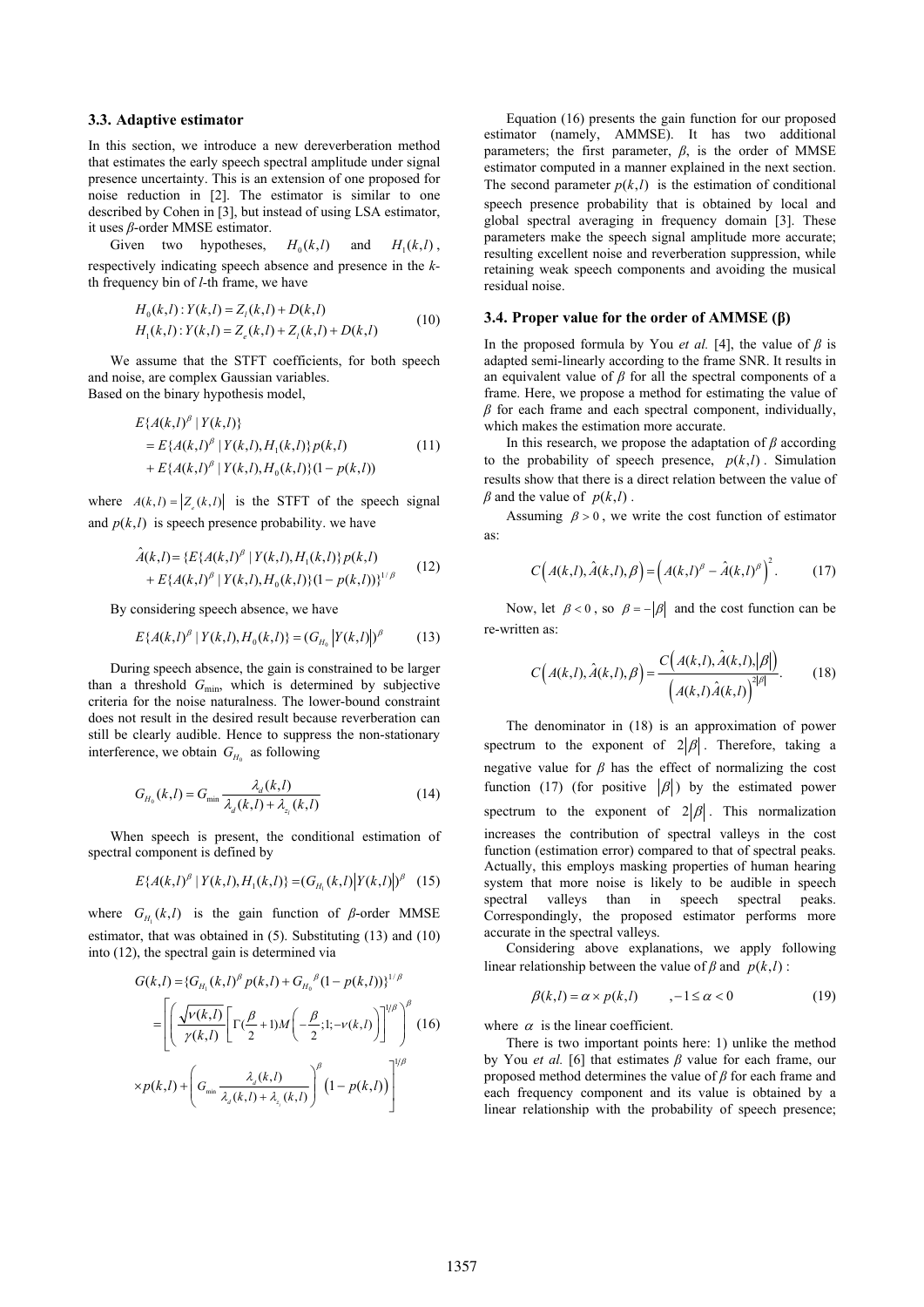### 3.3. Adaptive estimator

In this section, we introduce a new dereverberation method that estimates the early speech spectral amplitude under signal presence uncertainty. This is an extension of one proposed for noise reduction in [2]. The estimator is similar to one described by Cohen in [3], but instead of using LSA estimator, it uses $\beta$-order MMSE estimator.

Given two hypotheses, $H_0(k,l)$ and $H_1(k,l)$, respectively indicating speech absence and presence in the $k$-th frequency bin of $l$-th frame, we have

$$
\begin{aligned}
H_0(k,l) &: Y(k,l) = Z_l(k,l) + D(k,l) \\
H_1(k,l) &: Y(k,l) = Z_e(k,l) + Z_l(k,l) + D(k,l)
\end{aligned}
\tag{10}
$$

We assume that the STFT coefficients, for both speech and noise, are complex Gaussian variables.
Based on the binary hypothesis model,

$$
\begin{aligned}
&E\{A(k,l)^{\beta} \mid Y(k,l)\} \\
&= E\{A(k,l)^{\beta} \mid Y(k,l), H_1(k,l)\} p(k,l) \\
&+ E\{A(k,l)^{\beta} \mid Y(k,l), H_0(k,l)\}(1-p(k,l))
\end{aligned}
\tag{11}
$$

where $A(k,l) = |Z_e(k,l)|$ is the STFT of the speech signal and $p(k,l)$ is speech presence probability. we have

$$
\begin{aligned}
\hat{A}(k,l) = \{&E\{A(k,l)^{\beta} \mid Y(k,l), H_1(k,l)\} p(k,l) \\
&+ E\{A(k,l)^{\beta} \mid Y(k,l), H_0(k,l)\}(1-p(k,l))\}^{1/\beta}
\end{aligned}
\tag{12}
$$

By considering speech absence, we have

$$
E\{A(k,l)^{\beta} \mid Y(k,l), H_0(k,l)\} = (G_{H_0} |Y(k,l)|)^{\beta} \tag{13}
$$

During speech absence, the gain is constrained to be larger than a threshold $G_{\min}$, which is determined by subjective criteria for the noise naturalness. The lower-bound constraint does not result in the desired result because reverberation can still be clearly audible. Hence to suppress the non-stationary interference, we obtain $G_{H_0}$ as following

$$
G_{H_0}(k,l) = G_{\min} \frac{\lambda_d(k,l)}{\lambda_d(k,l) + \lambda_{z_l}(k,l)} \tag{14}
$$

When speech is present, the conditional estimation of spectral component is defined by

$$
E\{A(k,l)^{\beta} \mid Y(k,l), H_1(k,l)\} = (G_{H_1}(k,l) |Y(k,l)|)^{\beta} \tag{15}
$$

where $G_{H_1}(k,l)$ is the gain function of $\beta$-order MMSE estimator, that was obtained in (5). Substituting (13) and (10) into (12), the spectral gain is determined via

$$
\begin{aligned}
G(k,l) &= \{G_{H_1}(k,l)^{\beta} p(k,l) + G_{H_0}{}^{\beta}(1-p(k,l))\}^{1/\beta} \\
&= \left[ \left( \frac{\sqrt{\nu(k,l)}}{\gamma(k,l)} \left[ \Gamma(\frac{\beta}{2}+1) M\left(-\frac{\beta}{2}; 1; -\nu(k,l)\right) \right]^{1/\beta} \right)^{\beta} \right. \\
&\left. \times p(k,l) + \left( G_{\min} \frac{\lambda_d(k,l)}{\lambda_d(k,l) + \lambda_{z_l}(k,l)} \right)^{\beta} \left(1 - p(k,l)\right) \right]^{1/\beta}
\end{aligned}
\tag{16}
$$

Equation (16) presents the gain function for our proposed estimator (namely, AMMSE). It has two additional parameters; the first parameter, $\beta$, is the order of MMSE estimator computed in a manner explained in the next section. The second parameter $p(k,l)$ is the estimation of conditional speech presence probability that is obtained by local and global spectral averaging in frequency domain [3]. These parameters make the speech signal amplitude more accurate; resulting excellent noise and reverberation suppression, while retaining weak speech components and avoiding the musical residual noise.

### 3.4. Proper value for the order of AMMSE (β)

In the proposed formula by You *et al.* [4], the value of $\beta$ is adapted semi-linearly according to the frame SNR. It results in an equivalent value of $\beta$ for all the spectral components of a frame. Here, we propose a method for estimating the value of $\beta$ for each frame and each spectral component, individually, which makes the estimation more accurate.

In this research, we propose the adaptation of $\beta$ according to the probability of speech presence, $p(k,l)$. Simulation results show that there is a direct relation between the value of $\beta$ and the value of $p(k,l)$.

Assuming $\beta > 0$, we write the cost function of estimator as:

$$
C\left(A(k,l), \hat{A}(k,l), \beta\right) = \left(A(k,l)^{\beta} - \hat{A}(k,l)^{\beta}\right)^2. \tag{17}
$$

Now, let $\beta < 0$, so $\beta = -|\beta|$ and the cost function can be re-written as:

$$
C\left(A(k,l), \hat{A}(k,l), \beta\right) = \frac{C\left(A(k,l), \hat{A}(k,l), |\beta|\right)}{\left(A(k,l)\hat{A}(k,l)\right)^{2|\beta|}}. \tag{18}
$$

The denominator in (18) is an approximation of power spectrum to the exponent of $2|\beta|$. Therefore, taking a negative value for $\beta$ has the effect of normalizing the cost function (17) (for positive $|\beta|$) by the estimated power spectrum to the exponent of $2|\beta|$. This normalization increases the contribution of spectral valleys in the cost function (estimation error) compared to that of spectral peaks. Actually, this employs masking properties of human hearing system that more noise is likely to be audible in speech spectral valleys than in speech spectral peaks. Correspondingly, the proposed estimator performs more accurate in the spectral valleys.

Considering above explanations, we apply following linear relationship between the value of $\beta$ and $p(k,l)$:

$$
\beta(k,l) = \alpha \times p(k,l) \qquad , -1 \le \alpha < 0 \tag{19}
$$

where $\alpha$ is the linear coefficient.

There is two important points here: 1) unlike the method by You *et al.* [6] that estimates $\beta$ value for each frame, our proposed method determines the value of $\beta$ for each frame and each frequency component and its value is obtained by a linear relationship with the probability of speech presence;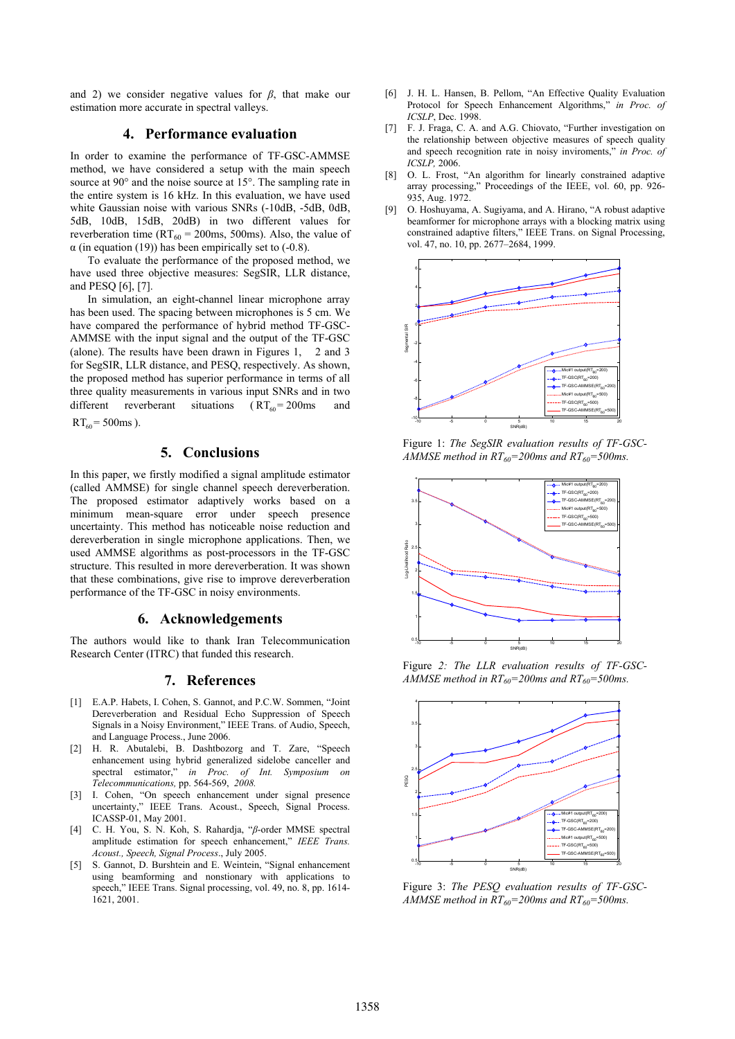and 2) we consider negative values for $\beta$, that make our estimation more accurate in spectral valleys.

## 4. Performance evaluation

In order to examine the performance of TF-GSC-AMMSE method, we have considered a setup with the main speech source at 90° and the noise source at 15°. The sampling rate in the entire system is 16 kHz. In this evaluation, we have used white Gaussian noise with various SNRs (-10dB, -5dB, 0dB, 5dB, 10dB, 15dB, 20dB) in two different values for reverberation time ($RT_{60}$ = 200ms, 500ms). Also, the value of $\alpha$ (in equation (19)) has been empirically set to (-0.8).

To evaluate the performance of the proposed method, we have used three objective measures: SegSIR, LLR distance, and PESQ [6], [7].

In simulation, an eight-channel linear microphone array has been used. The spacing between microphones is 5 cm. We have compared the performance of hybrid method TF-GSC-AMMSE with the input signal and the output of the TF-GSC (alone). The results have been drawn in Figures 1, 2 and 3 for SegSIR, LLR distance, and PESQ, respectively. As shown, the proposed method has superior performance in terms of all three quality measurements in various input SNRs and in two different reverberant situations ($RT_{60}$ = 200ms and $RT_{60}$ = 500ms).

## 5. Conclusions

In this paper, we firstly modified a signal amplitude estimator (called AMMSE) for single channel speech dereverberation. The proposed estimator adaptively works based on a minimum mean-square error under speech presence uncertainty. This method has noticeable noise reduction and dereverberation in single microphone applications. Then, we used AMMSE algorithms as post-processors in the TF-GSC structure. This resulted in more dereverberation. It was shown that these combinations, give rise to improve dereverberation performance of the TF-GSC in noisy environments.

## 6. Acknowledgements

The authors would like to thank Iran Telecommunication Research Center (ITRC) that funded this research.

## 7. References

[1] E.A.P. Habets, I. Cohen, S. Gannot, and P.C.W. Sommen, "Joint Dereverberation and Residual Echo Suppression of Speech Signals in a Noisy Environment," IEEE Trans. of Audio, Speech, and Language Process., June 2006.

[2] H. R. Abutalebi, B. Dashtbozorg and T. Zare, "Speech enhancement using hybrid generalized sidelobe canceller and spectral estimator," *in Proc. of Int. Symposium on Telecommunications,* pp. 564-569, *2008.*

[3] I. Cohen, "On speech enhancement under signal presence uncertainty," IEEE Trans. Acoust., Speech, Signal Process. ICASSP-01, May 2001.

[4] C. H. You, S. N. Koh, S. Rahardja, "$\beta$-order MMSE spectral amplitude estimation for speech enhancement," *IEEE Trans. Acoust., Speech, Signal Process*., July 2005.

[5] S. Gannot, D. Burshtein and E. Weintein, "Signal enhancement using beamforming and nonstationary with applications to speech," IEEE Trans. Signal processing, vol. 49, no. 8, pp. 1614-1621, 2001.

[6] J. H. L. Hansen, B. Pellom, "An Effective Quality Evaluation Protocol for Speech Enhancement Algorithms," *in Proc. of ICSLP*, Dec. 1998.

[7] F. J. Fraga, C. A. and A.G. Chiovato, "Further investigation on the relationship between objective measures of speech quality and speech recognition rate in noisy inviroments," *in Proc. of ICSLP,* 2006.

[8] O. L. Frost, "An algorithm for linearly constrained adaptive array processing," Proceedings of the IEEE, vol. 60, pp. 926-935, Aug. 1972.

[9] O. Hoshuyama, A. Sugiyama, and A. Hirano, "A robust adaptive beamformer for microphone arrays with a blocking matrix using constrained adaptive filters," IEEE Trans. on Signal Processing, vol. 47, no. 10, pp. 2677–2684, 1999.

Segmental SIR
SNR(dB)
Mic#1 output($RT_{60}$=200)
TF-GSC($RT_{60}$=200)
TF-GSC-AMMSE($RT_{60}$=200)
Mic#1 output($RT_{60}$=500)
TF-GSC($RT_{60}$=500)
TF-GSC-AMMSE($RT_{60}$=500)

Figure 1: *The SegSIR evaluation results of TF-GSC-AMMSE method in $RT_{60}$=200ms and $RT_{60}$=500ms.*

Log-Likelihood Ratio
SNR(dB)
Mic#1 output($RT_{60}$=200)
TF-GSC($RT_{60}$=200)
TF-GSC-AMMSE($RT_{60}$=200)
Mic#1 output($RT_{60}$=500)
TF-GSC($RT_{60}$=500)
TF-GSC-AMMSE($RT_{60}$=500)

Figure 2: *The LLR evaluation results of TF-GSC-AMMSE method in $RT_{60}$=200ms and $RT_{60}$=500ms.*

PESQ
SNR(dB)
Mic#1 output($RT_{60}$=200)
TF-GSC($RT_{60}$=200)
TF-GSC-AMMSE($RT_{60}$=200)
Mic#1 output($RT_{60}$=500)
TF-GSC($RT_{60}$=500)
TF-GSC-AMMSE($RT_{60}$=500)

Figure 3: *The PESQ evaluation results of TF-GSC-AMMSE method in $RT_{60}$=200ms and $RT_{60}$=500ms.*